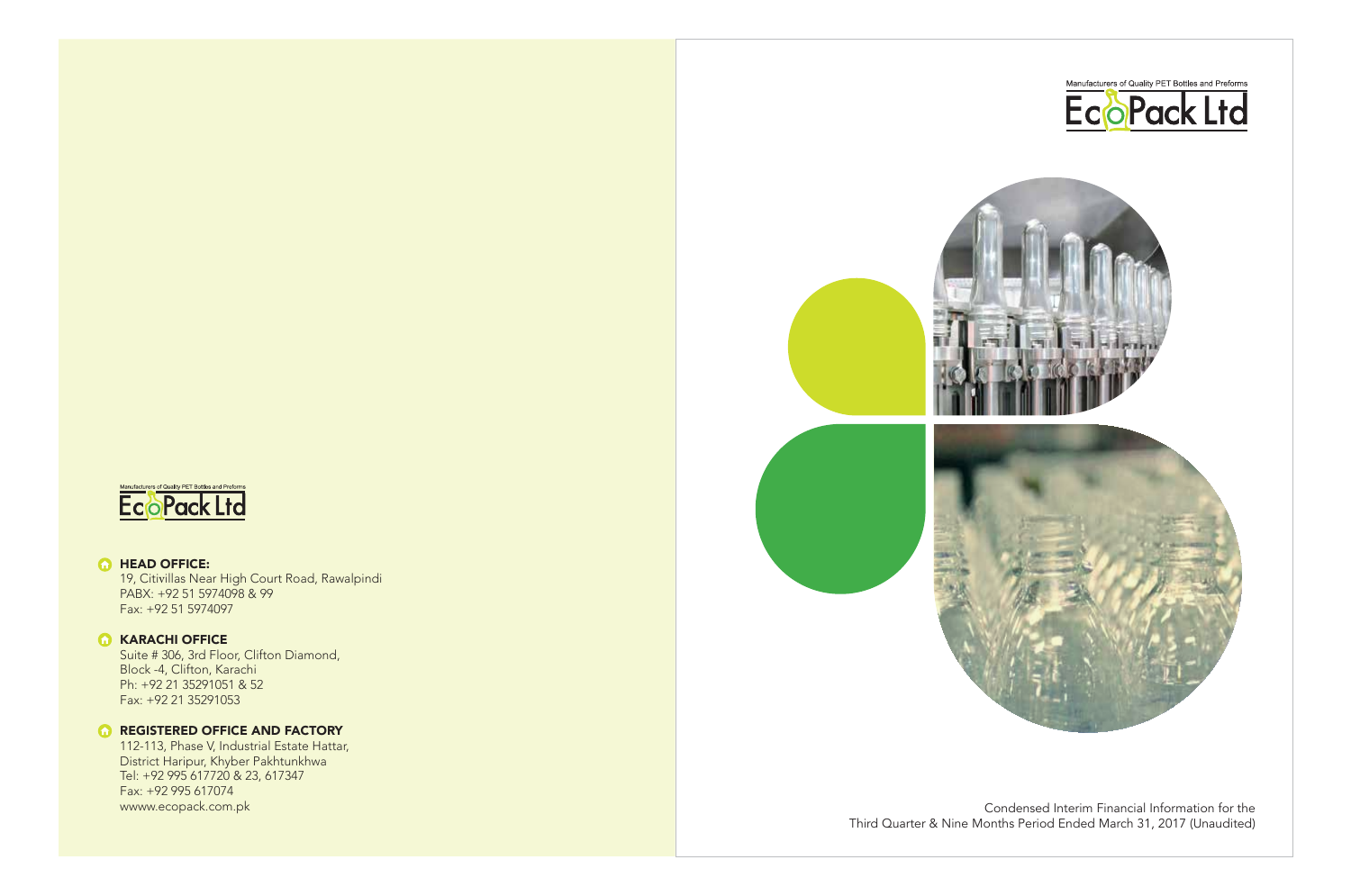Manufacturers of Quality PET Bottles and Preforms

# EcoPack Ltd

Condensed Interim Financial Information for the Third Quarter & Nine Months Period Ended March 31, 2017 (Unaudited)

Manufacturers of Quality PET Bottles and Preforms

EcoPack Ltd

**HEAD OFFICE:**

19, Citivillas Near High Court Road, Rawalpindi
PABX: +92 51 5974098 & 99
Fax: +92 51 5974097

**KARACHI OFFICE**

Suite # 306, 3rd Floor, Clifton Diamond,
Block -4, Clifton, Karachi
Ph: +92 21 35291051 & 52
Fax: +92 21 35291053

**REGISTERED OFFICE AND FACTORY**

112-113, Phase V, Industrial Estate Hattar,
District Haripur, Khyber Pakhtunkhwa
Tel: +92 995 617720 & 23, 617347
Fax: +92 995 617074
wwww.ecopack.com.pk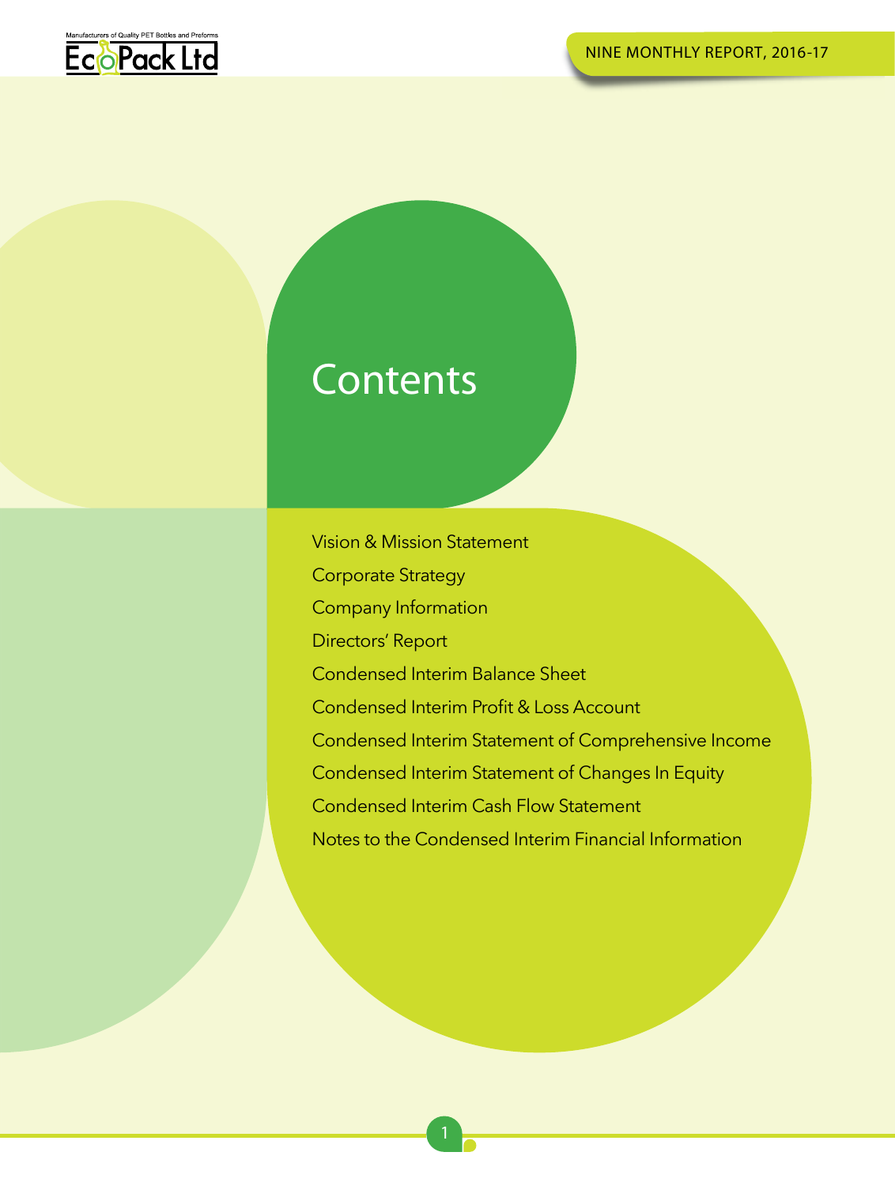# Contents

- Vision & Mission Statement
- Corporate Strategy
- Company Information
- Directors' Report
- Condensed Interim Balance Sheet
- Condensed Interim Profit & Loss Account
- Condensed Interim Statement of Comprehensive Income
- Condensed Interim Statement of Changes In Equity
- Condensed Interim Cash Flow Statement
- Notes to the Condensed Interim Financial Information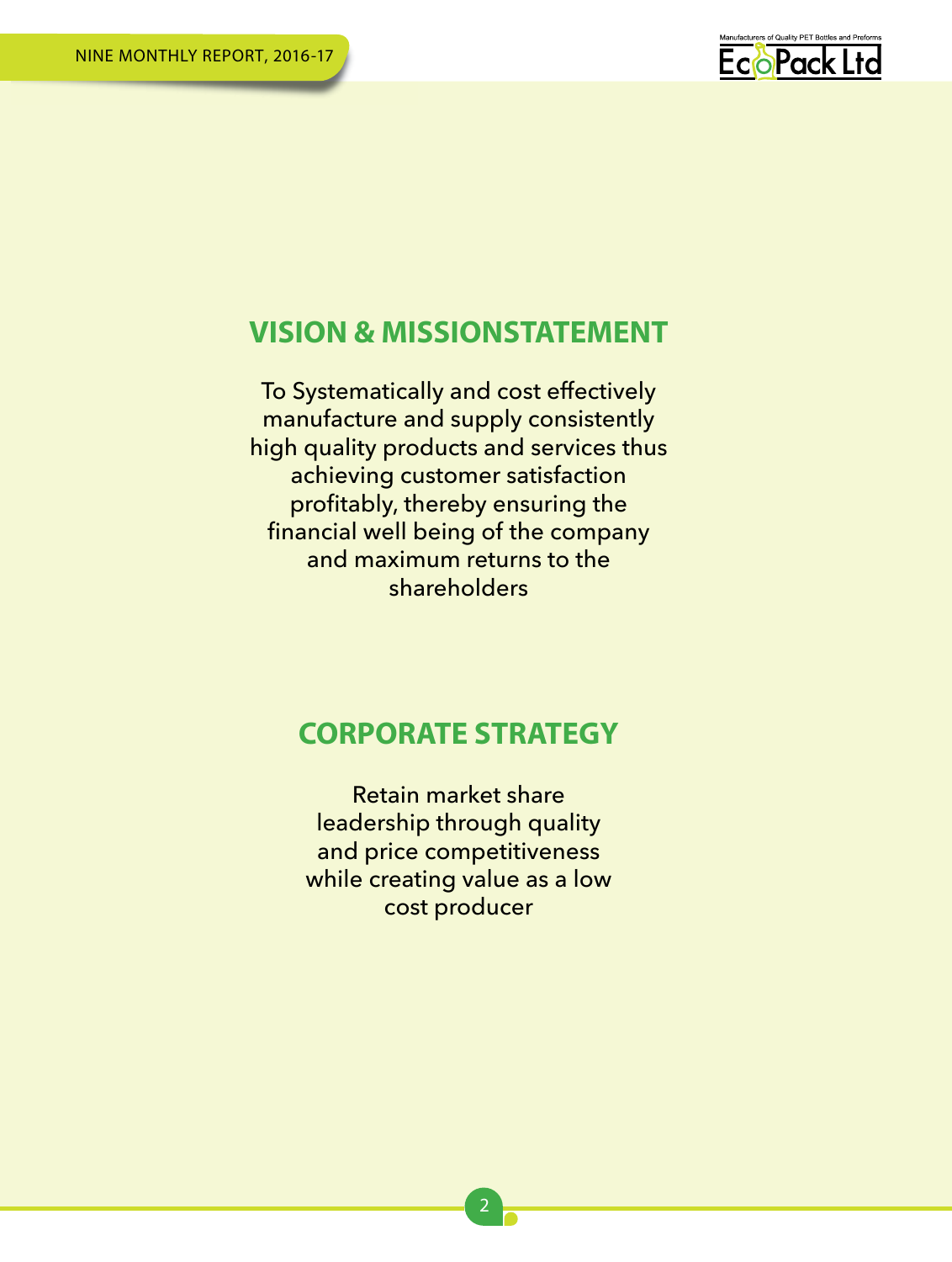## VISION & MISSIONSTATEMENT

To Systematically and cost effectively manufacture and supply consistently high quality products and services thus achieving customer satisfaction profitably, thereby ensuring the financial well being of the company and maximum returns to the shareholders

## CORPORATE STRATEGY

Retain market share leadership through quality and price competitiveness while creating value as a low cost producer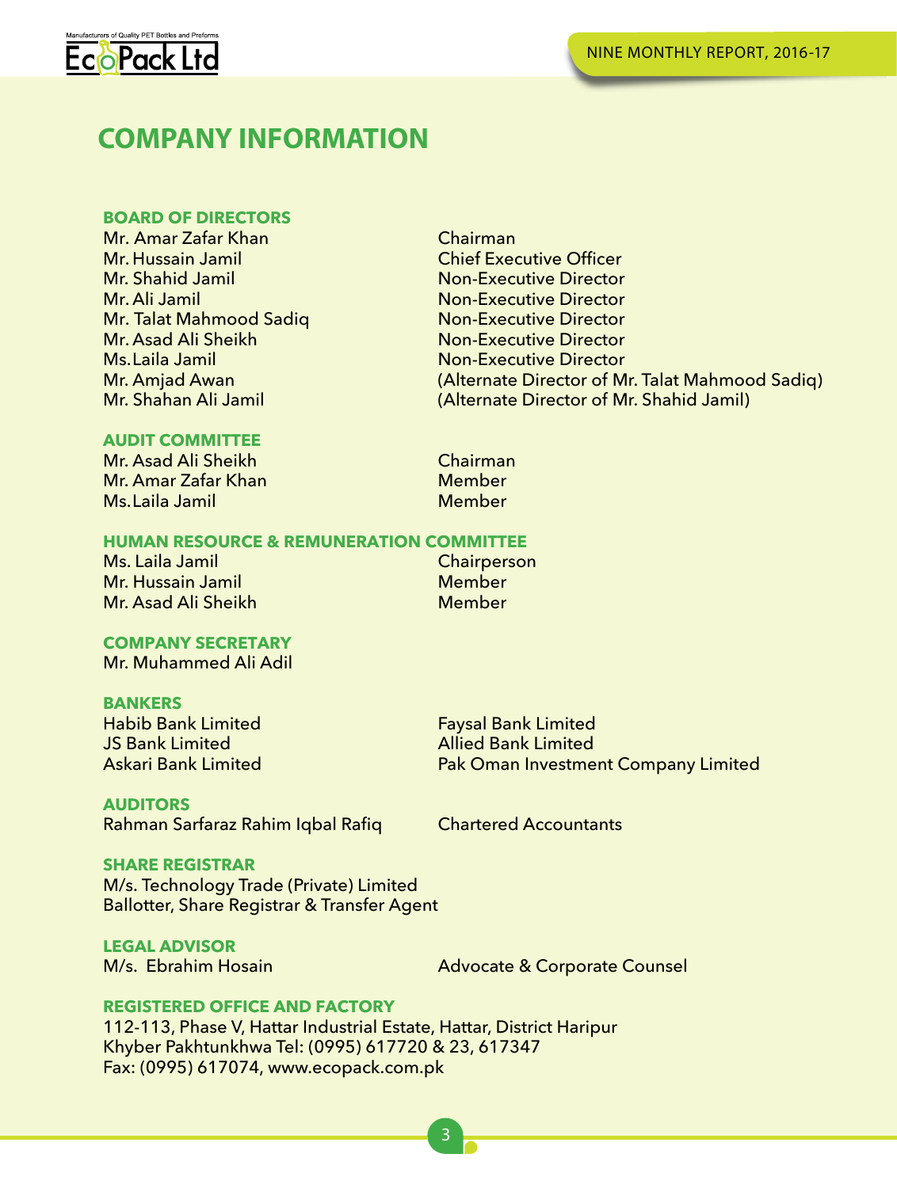# COMPANY INFORMATION

## BOARD OF DIRECTORS

| | |
|---|---|
| Mr. Amar Zafar Khan | Chairman |
| Mr. Hussain Jamil | Chief Executive Officer |
| Mr. Shahid Jamil | Non-Executive Director |
| Mr. Ali Jamil | Non-Executive Director |
| Mr. Talat Mahmood Sadiq | Non-Executive Director |
| Mr. Asad Ali Sheikh | Non-Executive Director |
| Ms. Laila Jamil | Non-Executive Director |
| Mr. Amjad Awan | (Alternate Director of Mr. Talat Mahmood Sadiq) |
| Mr. Shahan Ali Jamil | (Alternate Director of Mr. Shahid Jamil) |

## AUDIT COMMITTEE

| | |
|---|---|
| Mr. Asad Ali Sheikh | Chairman |
| Mr. Amar Zafar Khan | Member |
| Ms. Laila Jamil | Member |

## HUMAN RESOURCE & REMUNERATION COMMITTEE

| | |
|---|---|
| Ms. Laila Jamil | Chairperson |
| Mr. Hussain Jamil | Member |
| Mr. Asad Ali Sheikh | Member |

## COMPANY SECRETARY

Mr. Muhammed Ali Adil

## BANKERS

| | |
|---|---|
| Habib Bank Limited | Faysal Bank Limited |
| JS Bank Limited | Allied Bank Limited |
| Askari Bank Limited | Pak Oman Investment Company Limited |

## AUDITORS

Rahman Sarfaraz Rahim Iqbal Rafiq — Chartered Accountants

## SHARE REGISTRAR

M/s. Technology Trade (Private) Limited
Ballotter, Share Registrar & Transfer Agent

## LEGAL ADVISOR

M/s. Ebrahim Hosain — Advocate & Corporate Counsel

## REGISTERED OFFICE AND FACTORY

112-113, Phase V, Hattar Industrial Estate, Hattar, District Haripur
Khyber Pakhtunkhwa Tel: (0995) 617720 & 23, 617347
Fax: (0995) 617074, www.ecopack.com.pk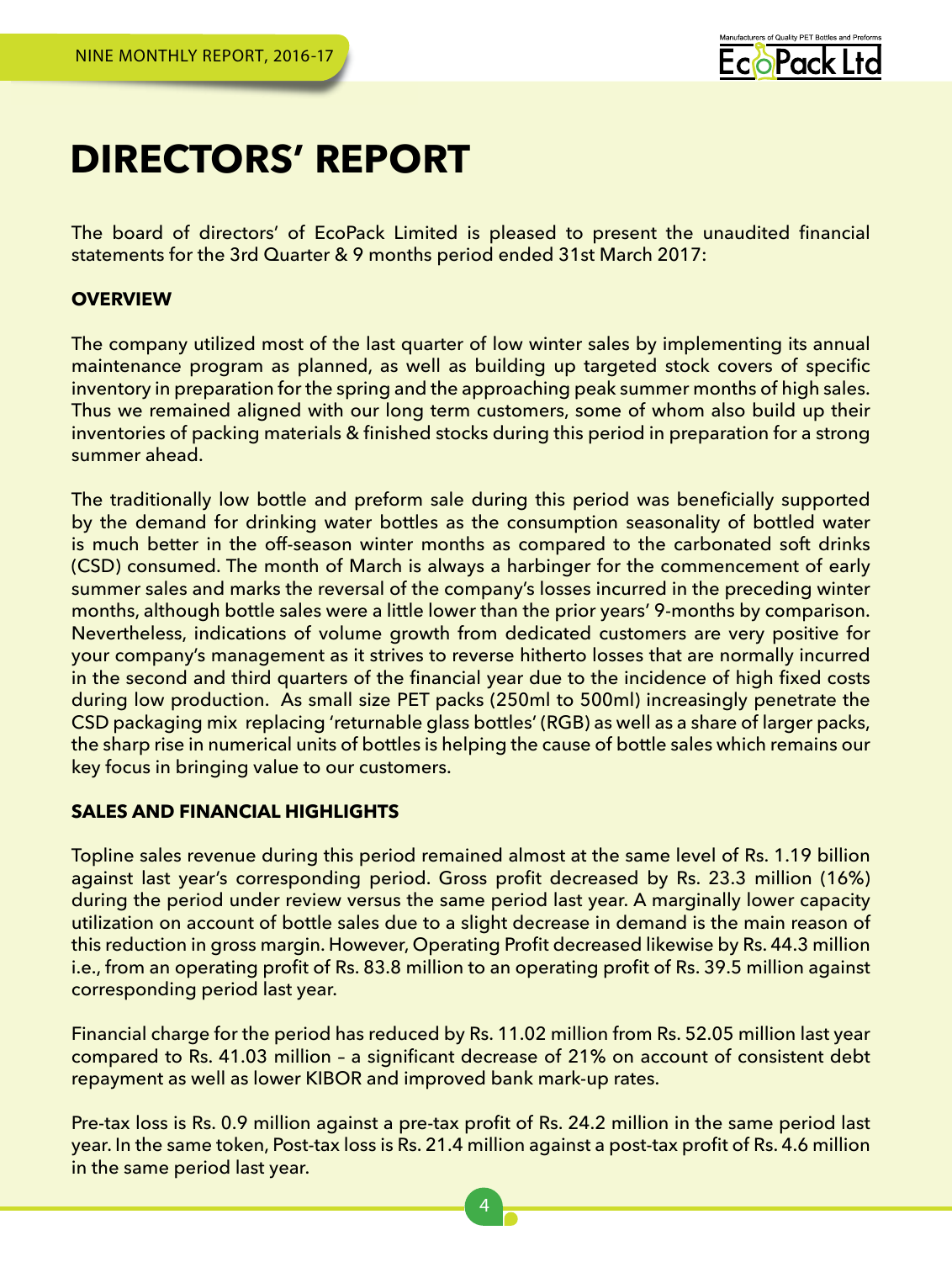# DIRECTORS' REPORT

The board of directors' of EcoPack Limited is pleased to present the unaudited financial statements for the 3rd Quarter & 9 months period ended 31st March 2017:

**OVERVIEW**

The company utilized most of the last quarter of low winter sales by implementing its annual maintenance program as planned, as well as building up targeted stock covers of specific inventory in preparation for the spring and the approaching peak summer months of high sales. Thus we remained aligned with our long term customers, some of whom also build up their inventories of packing materials & finished stocks during this period in preparation for a strong summer ahead.

The traditionally low bottle and preform sale during this period was beneficially supported by the demand for drinking water bottles as the consumption seasonality of bottled water is much better in the off-season winter months as compared to the carbonated soft drinks (CSD) consumed. The month of March is always a harbinger for the commencement of early summer sales and marks the reversal of the company's losses incurred in the preceding winter months, although bottle sales were a little lower than the prior years' 9-months by comparison. Nevertheless, indications of volume growth from dedicated customers are very positive for your company's management as it strives to reverse hitherto losses that are normally incurred in the second and third quarters of the financial year due to the incidence of high fixed costs during low production. As small size PET packs (250ml to 500ml) increasingly penetrate the CSD packaging mix replacing 'returnable glass bottles' (RGB) as well as a share of larger packs, the sharp rise in numerical units of bottles is helping the cause of bottle sales which remains our key focus in bringing value to our customers.

**SALES AND FINANCIAL HIGHLIGHTS**

Topline sales revenue during this period remained almost at the same level of Rs. 1.19 billion against last year's corresponding period. Gross profit decreased by Rs. 23.3 million (16%) during the period under review versus the same period last year. A marginally lower capacity utilization on account of bottle sales due to a slight decrease in demand is the main reason of this reduction in gross margin. However, Operating Profit decreased likewise by Rs. 44.3 million i.e., from an operating profit of Rs. 83.8 million to an operating profit of Rs. 39.5 million against corresponding period last year.

Financial charge for the period has reduced by Rs. 11.02 million from Rs. 52.05 million last year compared to Rs. 41.03 million – a significant decrease of 21% on account of consistent debt repayment as well as lower KIBOR and improved bank mark-up rates.

Pre-tax loss is Rs. 0.9 million against a pre-tax profit of Rs. 24.2 million in the same period last year. In the same token, Post-tax loss is Rs. 21.4 million against a post-tax profit of Rs. 4.6 million in the same period last year.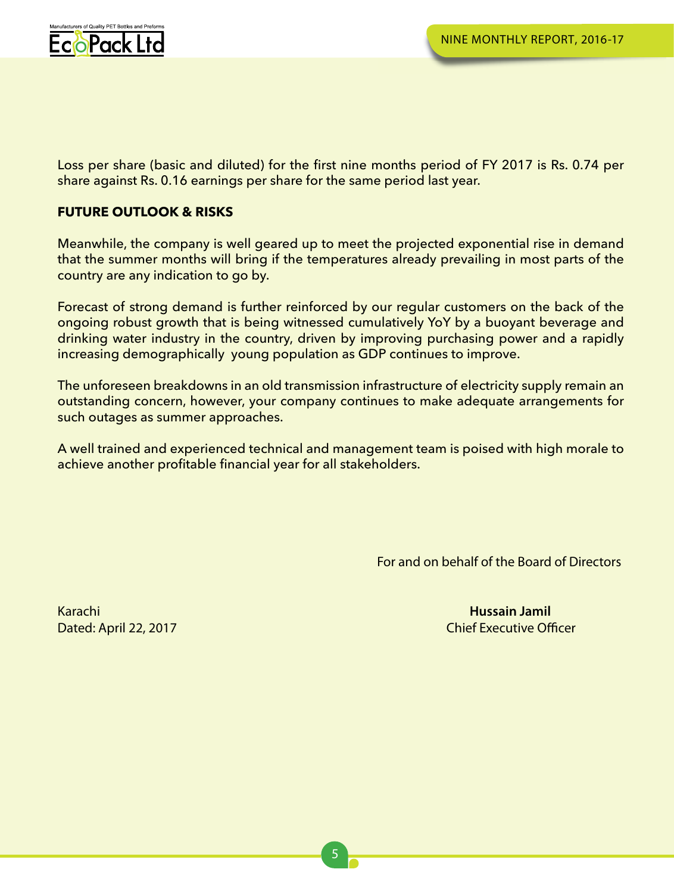Loss per share (basic and diluted) for the first nine months period of FY 2017 is Rs. 0.74 per share against Rs. 0.16 earnings per share for the same period last year.

**FUTURE OUTLOOK & RISKS**

Meanwhile, the company is well geared up to meet the projected exponential rise in demand that the summer months will bring if the temperatures already prevailing in most parts of the country are any indication to go by.

Forecast of strong demand is further reinforced by our regular customers on the back of the ongoing robust growth that is being witnessed cumulatively YoY by a buoyant beverage and drinking water industry in the country, driven by improving purchasing power and a rapidly increasing demographically young population as GDP continues to improve.

The unforeseen breakdowns in an old transmission infrastructure of electricity supply remain an outstanding concern, however, your company continues to make adequate arrangements for such outages as summer approaches.

A well trained and experienced technical and management team is poised with high morale to achieve another profitable financial year for all stakeholders.

For and on behalf of the Board of Directors

Karachi
Dated: April 22, 2017

**Hussain Jamil**
Chief Executive Officer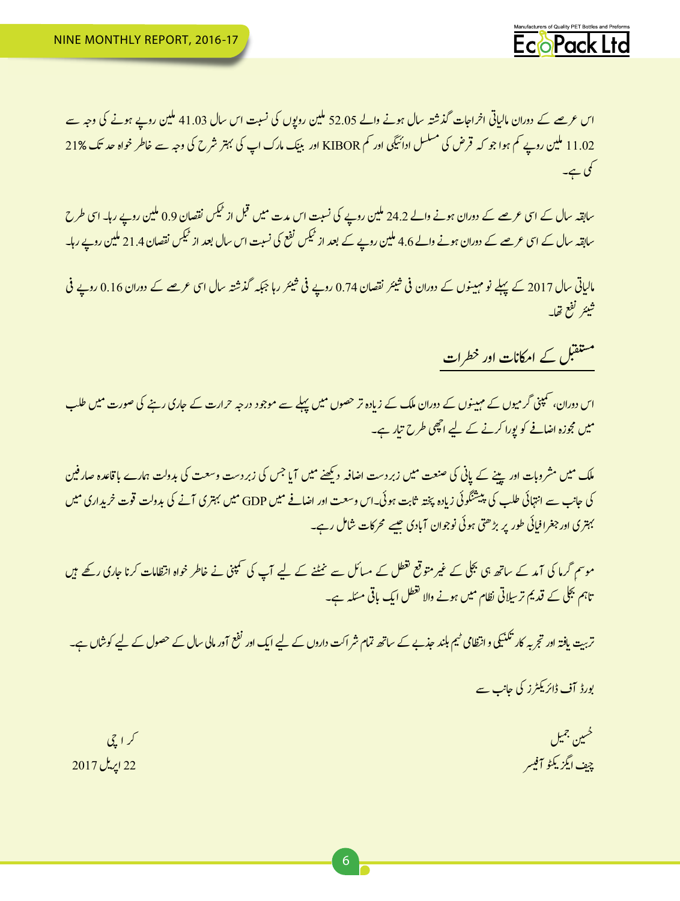اس عرصے کے دوران مالیاتی اخراجات گذشتہ سال ہونے والے 52.05 ملین روپوں کی نسبت اس سال 41.03 ملین روپے ہونے کی وجہ سے 11.02 ملین روپے کم ہوا جو کہ قرض کی مسلسل ادائیگی اور کم KIBOR اور بینک مارک اپ کی بہتر شرح کی وجہ سے خاطر خواہ حد تک 21% کمی ہے۔

سابقہ سال کے اسی عرصے کے دوران ہونے والے 24.2 ملین روپے کی نسبت اس مدت میں قبل از ٹیکس نقصان 0.9 ملین روپے رہا۔ اسی طرح سابقہ سال کے اسی عرصے کے دوران ہونے والے 4.6 ملین روپے کے بعد از ٹیکس نفع کی نسبت اس سال بعد از ٹیکس نقصان 21.4 ملین روپے رہا۔

مالیاتی سال 2017 کے پہلے نو مہینوں کے دوران فی شیئر نقصان 0.74 روپے فی شیئر رہا جبکہ گذشتہ سال اسی عرصے کے دوران 0.16 روپے فی شیئر نفع تھا۔

## مستقبل کے امکانات اور خطرات

اس دوران، کمپنی گرمیوں کے مہینوں کے دوران ملک کے زیادہ تر حصوں میں پہلے سے موجود درجہ حرارت کے جاری رہنے کی صورت میں طلب میں مجوزہ اضافے کو پورا کرنے کے لیے اچھی طرح تیار ہے۔

ملک میں مشروبات اور پینے کے پانی کی صنعت میں زبردست اضافہ دیکھنے میں آیا جس کی زبردست وسعت کی بدولت ہمارے باقاعدہ صارفین کی جانب سے انتہائی طلب کی پیشنگوئی زیادہ پختہ ثابت ہوئی۔اس وسعت اور اضافے میں GDP میں بہتری آنے کی بدولت قوت خریداری میں بہتری اور جغرافیائی طور پر بڑھتی ہوئی نوجوان آبادی جیسے محرکات شامل رہے۔

موسم گرما کی آمد کے ساتھ ہی بجلی کے غیر متوقع تعطل کے مسائل سے نمٹنے کے لیے آپ کی کمپنی نے خاطر خواہ انتظامات کرنا جاری رکھے ہیں تاہم بجلی کے قدیم ترسیلاتی نظام میں ہونے والا تعطل ایک باقی مسئلہ ہے۔

تربیت یافتہ اور تجربہ کار تکنیکی و انتظامی ٹیم بلند جذبے کے ساتھ تمام شراکت داروں کے لیے ایک اور نفع آور مالی سال کے حصول کے لیے کوشاں ہے۔

بورڈ آف ڈائریکٹرز کی جانب سے

حُسین جمیل
چیف ایگزیکٹو آفیسر

کراچی
22 اپریل 2017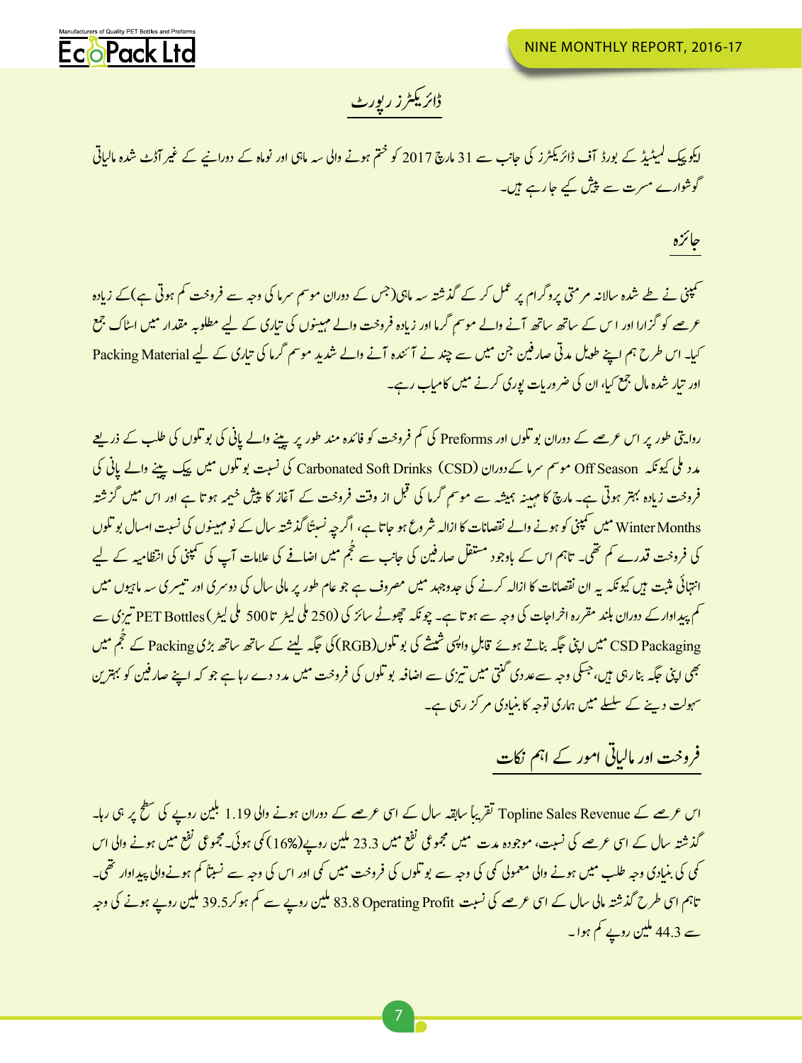## ڈائریکٹرز رپورٹ

ایکوپیک لمیٹیڈ کے بورڈ آف ڈائریکٹرز کی جانب سے 31 مارچ 2017 کو ختم ہونے والی سہ ماہی اور نوماہ کے دورانیے کے غیر آڈٹ شدہ مالیاتی گوشوارے مسرت سے پیش کیے جا رہے ہیں۔

### جائزہ

کمپنی نے طے شدہ سالانہ مرمتی پروگرام پر عمل کر کے گذشتہ سہ ماہی(جس کے دوران موسم سرما کی وجہ سے فروخت کم ہوتی ہے)کے زیادہ عرصے کو گزارا اور اس کے ساتھ ساتھ آنے والے موسم گرما اور زیادہ فروخت والے مہینوں کی تیاری کے لیے مطلوبہ مقدار میں اسٹاک جمع کیا۔ اس طرح ہم اپنے طویل مدتی صارفین جن میں سے چند نے آئندہ آنے والے شدید موسم گرما کی تیاری کے لیے Packing Material اور تیار شدہ مال جمع کیا، ان کی ضروریات پوری کرنے میں کامیاب رہے۔

روایتی طور پر اس عرصے کے دوران بوتلوں اور Preforms کی کم فروخت کو فائدہ مند طور پر پینے والے پانی کی بوتلوں کی طلب کے ذریعے مدد ملی کیونکہ Off Season موسم سرما کے دوران Carbonated Soft Drinks (CSD) کی نسبت بوتلوں میں پیک پینے والے پانی کی فروخت زیادہ بہتر ہوتی ہے۔ مارچ کا مہینہ ہمیشہ سے موسم گرما کی قبل از وقت فروخت کے آغاز کا پیش خیمہ ہوتا ہے اور اس میں گزشتہ Winter Months میں کمپنی کو ہونے والے نقصانات کا ازالہ شروع ہو جاتا ہے، اگرچہ نسبتاً گذشتہ سال کے نومہینوں کی نسبت امسال بوتلوں کی فروخت قدرے کم تھی۔ تاہم اس کے باوجود مستقل صارفین کی جانب سے حُجم میں اضافے کی علامات آپ کی کمپنی کی انتظامیہ کے لیے انتہائی مثبت ہیں کیونکہ یہ ان نقصانات کا ازالہ کرنے کی جدوجہد میں مصروف ہے جو عام طور پر مالی سال کی دوسری اور تیسری سہ ماہیوں میں کم پیداوار کے دوران بلند مقررہ اخراجات کی وجہ سے ہوتا ہے۔ چونکہ چھوٹے سائز کی (250 ملی لیٹر تا 500 ملی لیٹر) PET Bottles تیزی سے CSD Packaging میں اپنی جگہ بناتے ہوئے قابلِ واپسی شیشے کی بوتلوں(RGB)کی جگہ لینے کے ساتھ ساتھ بڑی Packing کے حُجم میں بھی اپنی جگہ بنا رہی ہیں، جسکی وجہ سے عددی گنتی میں تیزی سے اضافہ بوتلوں کی فروخت میں مدد دے رہا ہے جو کہ اپنے صارفین کو بہترین سہولت دینے کے سلسلے میں ہماری توجہ کا بنیادی مرکز رہی ہے۔

### فروخت اور مالیاتی امور کے اہم نکات

اس عرصے کے Topline Sales Revenue تقریباً سابقہ سال کے اسی عرصے کے دوران ہونے والی 1.19 بلین روپے کی سطح پر ہی رہا۔ گذشتہ سال کے اسی عرصے کی نسبت، موجودہ مدت میں مجموعی نفع میں 23.3 ملین روپے(16%) کی ہوئی۔ مجموعی نفع میں ہونے والی اس کمی کی بنیادی وجہ طلب میں ہونے والی معمولی کمی کی وجہ سے بوتلوں کی فروخت میں کمی اور اس کی وجہ سے نسبتاً کم ہونے والی پیداوار تھی۔ تاہم اسی طرح گذشتہ مالی سال کے اسی عرصے کی نسبت Operating Profit 83.8 ملین روپے سے کم ہوکر 39.5 ملین روپے ہونے کی وجہ سے 44.3 ملین روپے کم ہوا۔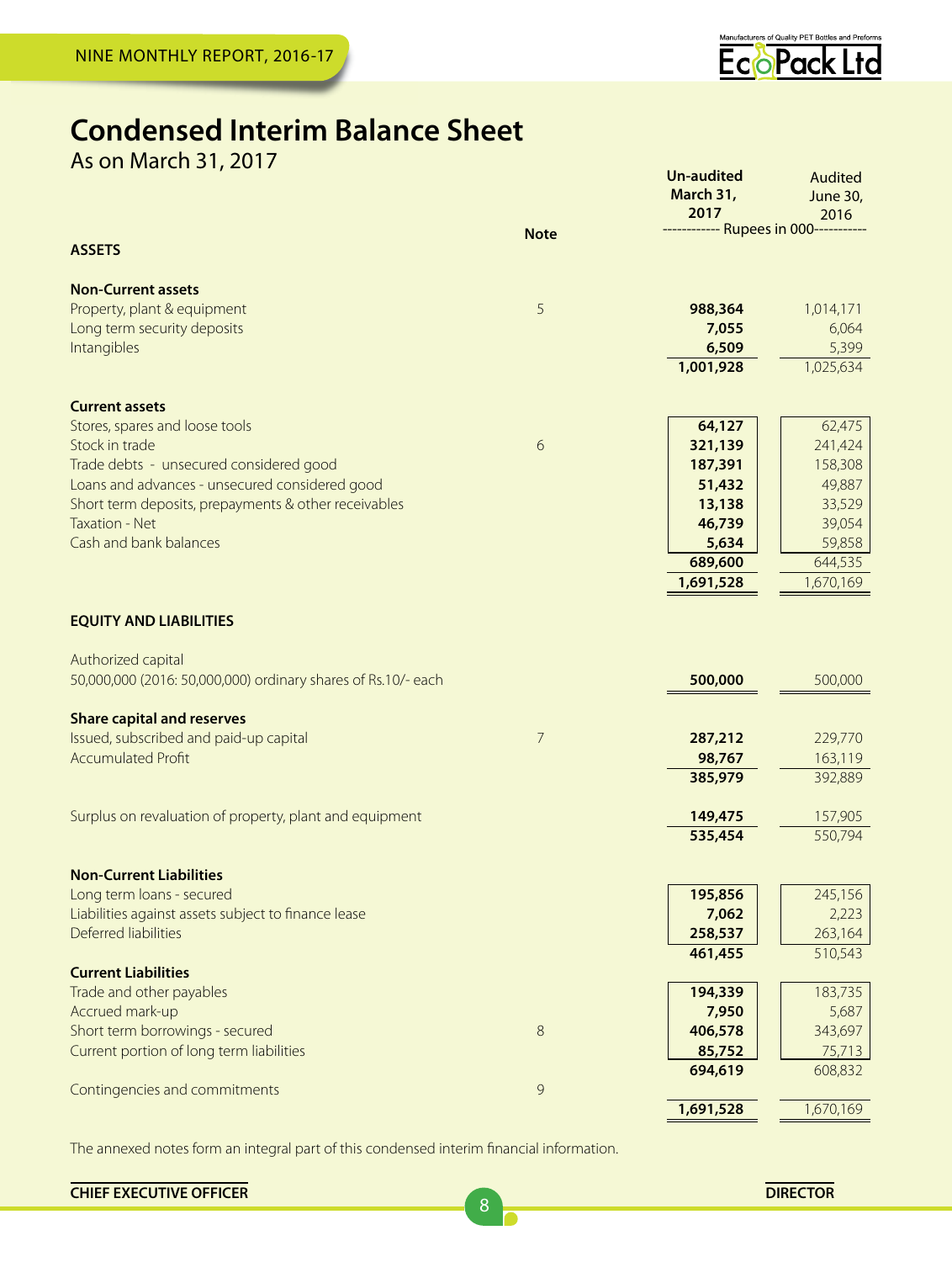# Condensed Interim Balance Sheet

As on March 31, 2017

| | Note | Un-audited March 31, 2017 | Audited June 30, 2016 |
|---|---|---|---|
| | | ----------- Rupees in 000 ----------- | |
| **ASSETS** | | | |
| **Non-Current assets** | | | |
| Property, plant & equipment | 5 | **988,364** | 1,014,171 |
| Long term security deposits | | **7,055** | 6,064 |
| Intangibles | | **6,509** | 5,399 |
| | | **1,001,928** | 1,025,634 |
| **Current assets** | | | |
| Stores, spares and loose tools | | **64,127** | 62,475 |
| Stock in trade | 6 | **321,139** | 241,424 |
| Trade debts - unsecured considered good | | **187,391** | 158,308 |
| Loans and advances - unsecured considered good | | **51,432** | 49,887 |
| Short term deposits, prepayments & other receivables | | **13,138** | 33,529 |
| Taxation - Net | | **46,739** | 39,054 |
| Cash and bank balances | | **5,634** | 59,858 |
| | | **689,600** | 644,535 |
| | | **1,691,528** | 1,670,169 |
| **EQUITY AND LIABILITIES** | | | |
| Authorized capital | | | |
| 50,000,000 (2016: 50,000,000) ordinary shares of Rs.10/- each | | **500,000** | 500,000 |
| **Share capital and reserves** | | | |
| Issued, subscribed and paid-up capital | 7 | **287,212** | 229,770 |
| Accumulated Profit | | **98,767** | 163,119 |
| | | **385,979** | 392,889 |
| Surplus on revaluation of property, plant and equipment | | **149,475** | 157,905 |
| | | **535,454** | 550,794 |
| **Non-Current Liabilities** | | | |
| Long term loans - secured | | **195,856** | 245,156 |
| Liabilities against assets subject to finance lease | | **7,062** | 2,223 |
| Deferred liabilities | | **258,537** | 263,164 |
| | | **461,455** | 510,543 |
| **Current Liabilities** | | | |
| Trade and other payables | | **194,339** | 183,735 |
| Accrued mark-up | | **7,950** | 5,687 |
| Short term borrowings - secured | 8 | **406,578** | 343,697 |
| Current portion of long term liabilities | | **85,752** | 75,713 |
| | | **694,619** | 608,832 |
| Contingencies and commitments | 9 | | |
| | | **1,691,528** | 1,670,169 |

The annexed notes form an integral part of this condensed interim financial information.

**CHIEF EXECUTIVE OFFICER** | **DIRECTOR**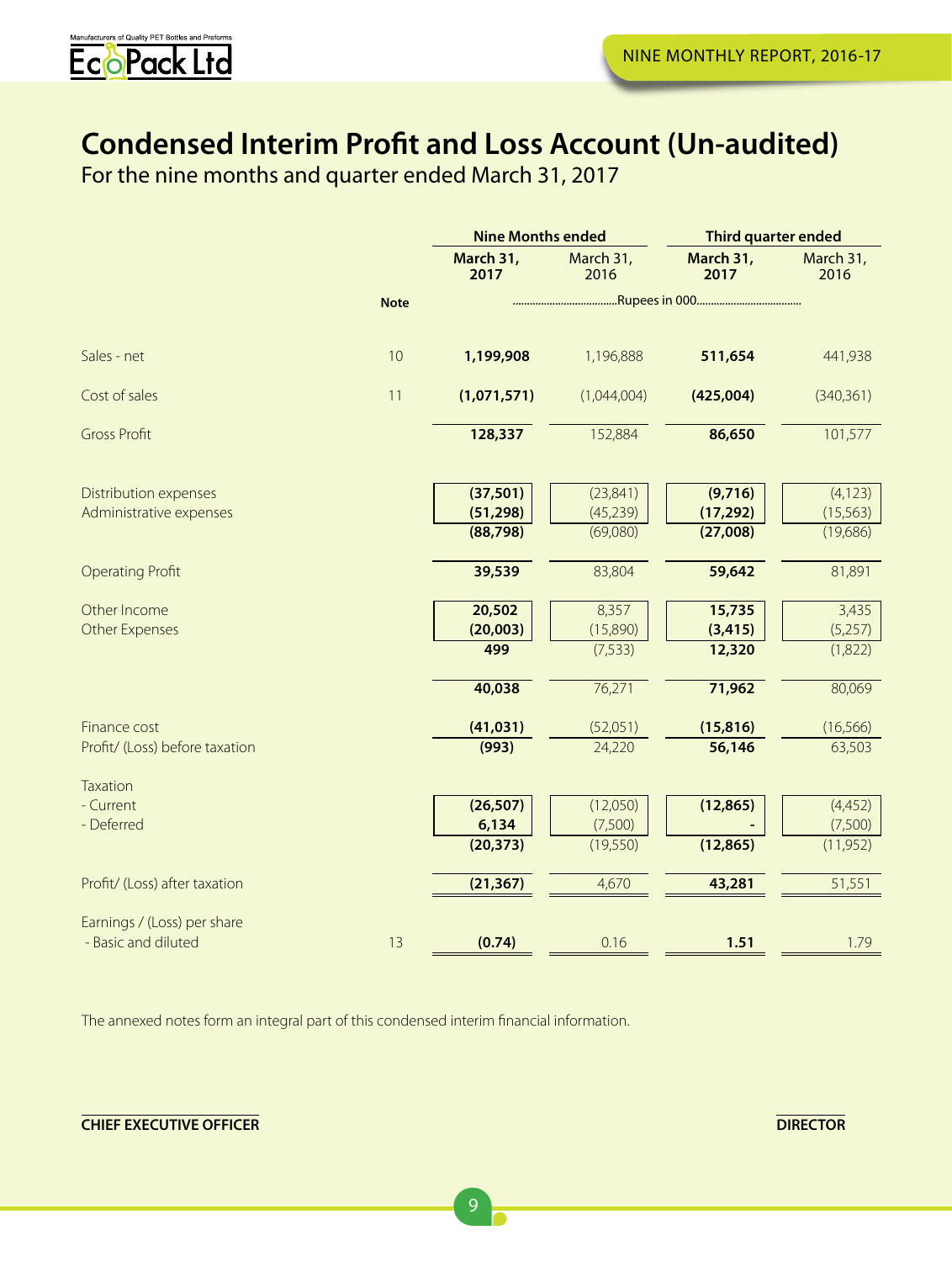# Condensed Interim Profit and Loss Account (Un-audited)

For the nine months and quarter ended March 31, 2017

| | Note | Nine Months ended | | Third quarter ended | |
|---|---|---|---|---|---|
| | | **March 31, 2017** | March 31, 2016 | **March 31, 2017** | March 31, 2016 |
| | | ......Rupees in 000...... | | | |
| Sales - net | 10 | **1,199,908** | 1,196,888 | **511,654** | 441,938 |
| Cost of sales | 11 | **(1,071,571)** | (1,044,004) | **(425,004)** | (340,361) |
| Gross Profit | | **128,337** | 152,884 | **86,650** | 101,577 |
| Distribution expenses | | **(37,501)** | (23,841) | **(9,716)** | (4,123) |
| Administrative expenses | | **(51,298)** | (45,239) | **(17,292)** | (15,563) |
| | | **(88,798)** | (69,080) | **(27,008)** | (19,686) |
| Operating Profit | | **39,539** | 83,804 | **59,642** | 81,891 |
| Other Income | | **20,502** | 8,357 | **15,735** | 3,435 |
| Other Expenses | | **(20,003)** | (15,890) | **(3,415)** | (5,257) |
| | | **499** | (7,533) | **12,320** | (1,822) |
| | | **40,038** | 76,271 | **71,962** | 80,069 |
| Finance cost | | **(41,031)** | (52,051) | **(15,816)** | (16,566) |
| Profit/ (Loss) before taxation | | **(993)** | 24,220 | **56,146** | 63,503 |
| Taxation | | | | | |
| - Current | | **(26,507)** | (12,050) | **(12,865)** | (4,452) |
| - Deferred | | **6,134** | (7,500) | **-** | (7,500) |
| | | **(20,373)** | (19,550) | **(12,865)** | (11,952) |
| Profit/ (Loss) after taxation | | **(21,367)** | 4,670 | **43,281** | 51,551 |
| Earnings / (Loss) per share - Basic and diluted | 13 | **(0.74)** | 0.16 | **1.51** | 1.79 |

The annexed notes form an integral part of this condensed interim financial information.

**CHIEF EXECUTIVE OFFICER** **DIRECTOR**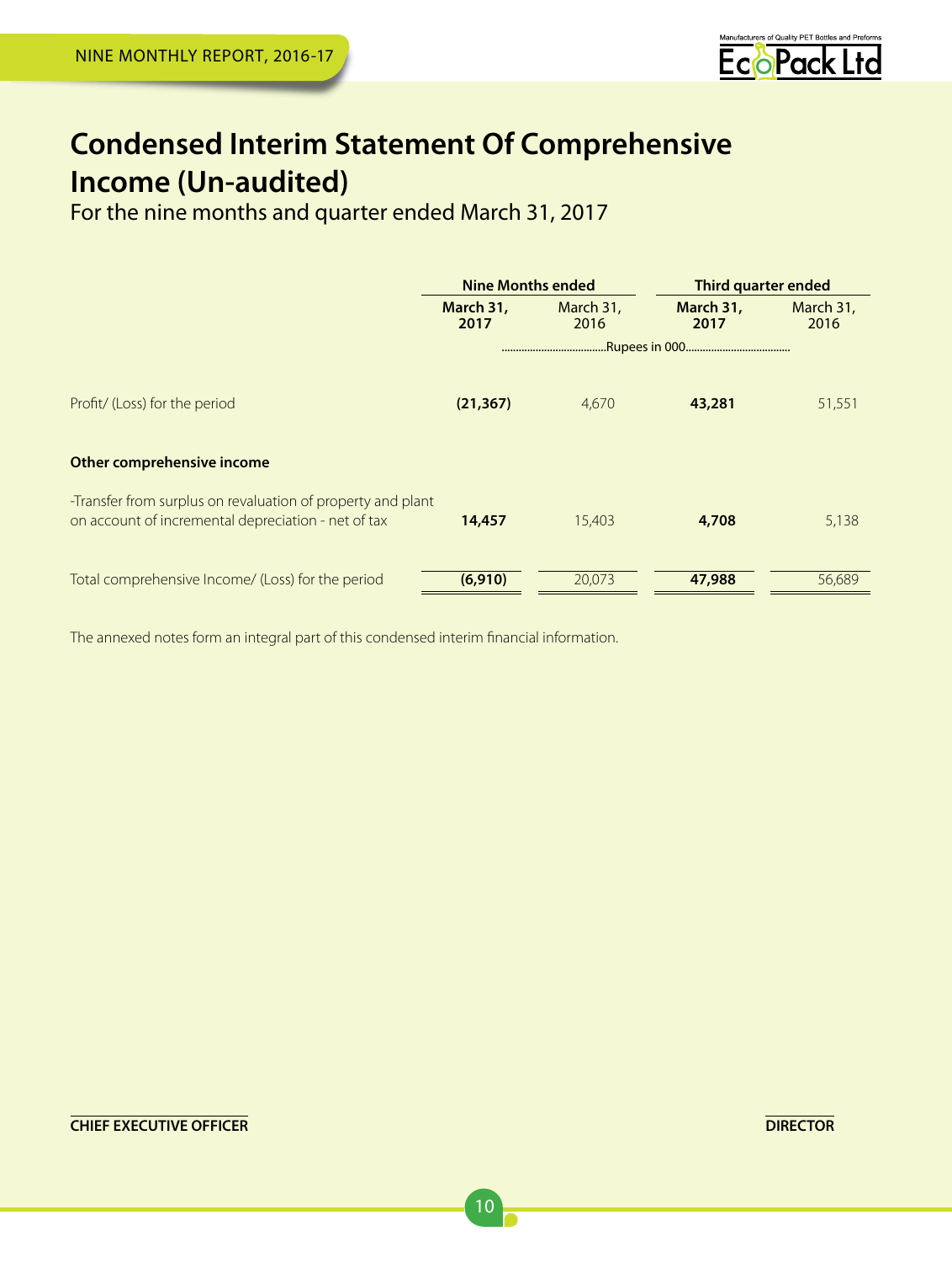# Condensed Interim Statement Of Comprehensive Income (Un-audited)

For the nine months and quarter ended March 31, 2017

| | Nine Months ended | | Third quarter ended | |
|---|---|---|---|---|
| | **March 31, 2017** | March 31, 2016 | **March 31, 2017** | March 31, 2016 |
| | ......................................Rupees in 000...................................... | | | |
| Profit/ (Loss) for the period | **(21,367)** | 4,670 | **43,281** | 51,551 |
| **Other comprehensive income** | | | | |
| -Transfer from surplus on revaluation of property and plant on account of incremental depreciation - net of tax | **14,457** | 15,403 | **4,708** | 5,138 |
| Total comprehensive Income/ (Loss) for the period | **(6,910)** | 20,073 | **47,988** | 56,689 |

The annexed notes form an integral part of this condensed interim financial information.

**CHIEF EXECUTIVE OFFICER** **DIRECTOR**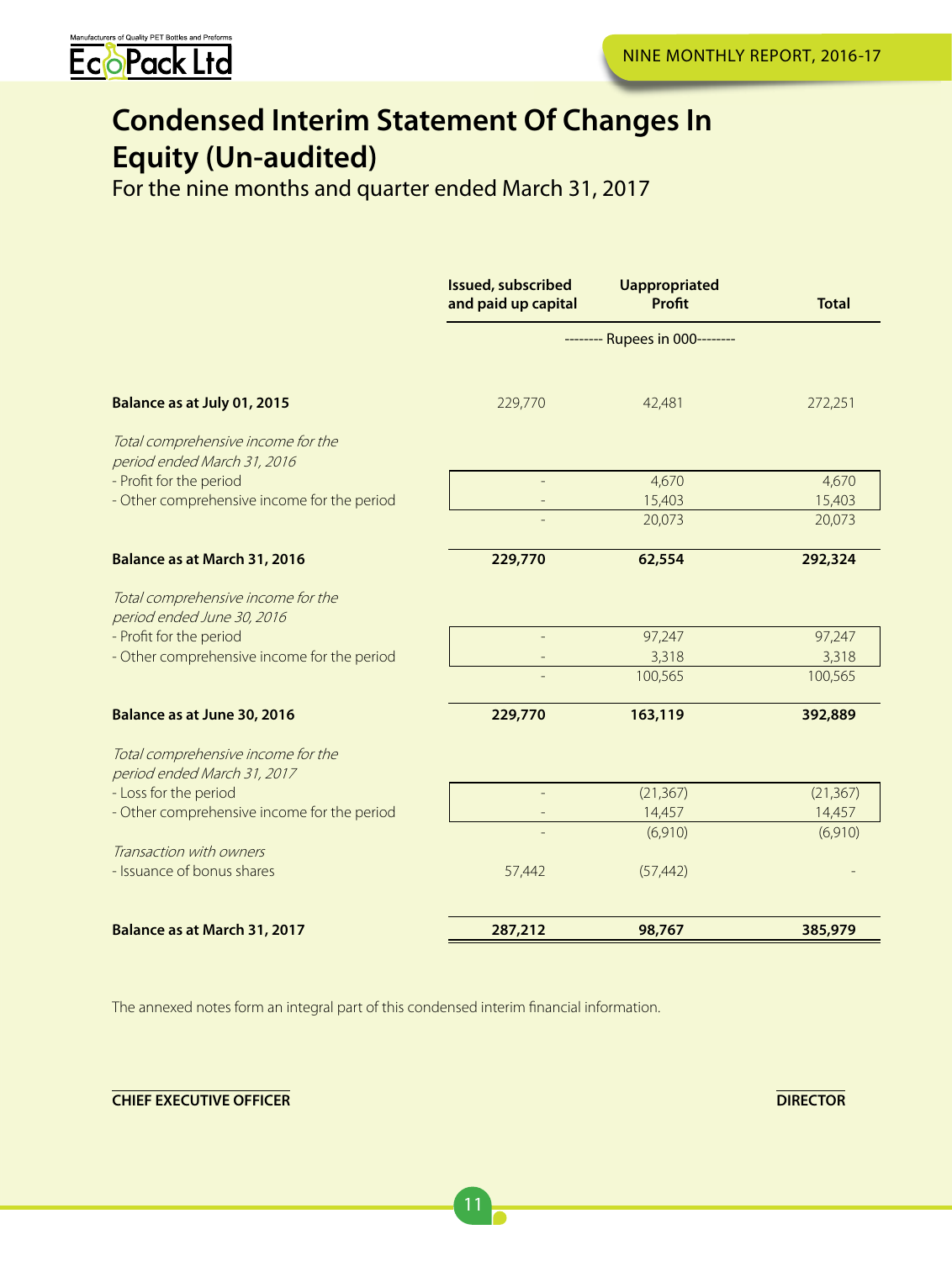# Condensed Interim Statement Of Changes In Equity (Un-audited)

For the nine months and quarter ended March 31, 2017

| | Issued, subscribed and paid up capital | Uappropriated Profit | Total |
|---|---|---|---|
| | -------- Rupees in 000-------- | | |
| **Balance as at July 01, 2015** | 229,770 | 42,481 | 272,251 |
| *Total comprehensive income for the period ended March 31, 2016* | | | |
| - Profit for the period | - | 4,670 | 4,670 |
| - Other comprehensive income for the period | - | 15,403 | 15,403 |
| | - | 20,073 | 20,073 |
| **Balance as at March 31, 2016** | **229,770** | **62,554** | **292,324** |
| *Total comprehensive income for the period ended June 30, 2016* | | | |
| - Profit for the period | - | 97,247 | 97,247 |
| - Other comprehensive income for the period | - | 3,318 | 3,318 |
| | - | 100,565 | 100,565 |
| **Balance as at June 30, 2016** | **229,770** | **163,119** | **392,889** |
| *Total comprehensive income for the period ended March 31, 2017* | | | |
| - Loss for the period | - | (21,367) | (21,367) |
| - Other comprehensive income for the period | - | 14,457 | 14,457 |
| | - | (6,910) | (6,910) |
| *Transaction with owners* | | | |
| - Issuance of bonus shares | 57,442 | (57,442) | - |
| **Balance as at March 31, 2017** | **287,212** | **98,767** | **385,979** |

The annexed notes form an integral part of this condensed interim financial information.

**CHIEF EXECUTIVE OFFICER** **DIRECTOR**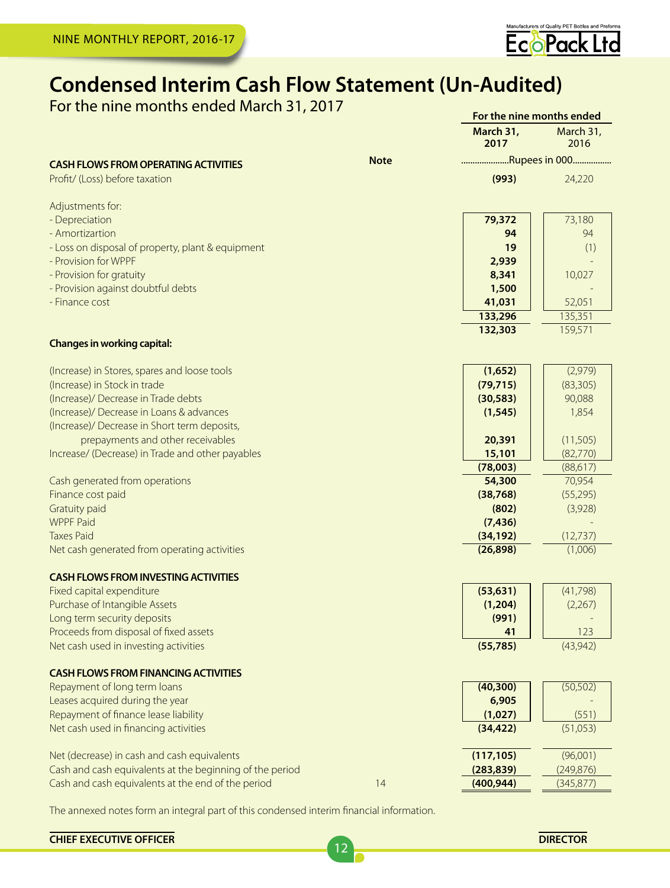# Condensed Interim Cash Flow Statement (Un-Audited)

For the nine months ended March 31, 2017

| | Note | For the nine months ended March 31, 2017 | March 31, 2016 |
|---|---|---|---|
| | | ....................Rupees in 000................ | |
| **CASH FLOWS FROM OPERATING ACTIVITIES** | | | |
| Profit/ (Loss) before taxation | | **(993)** | 24,220 |
| Adjustments for: | | | |
| - Depreciation | | **79,372** | 73,180 |
| - Amortizartion | | **94** | 94 |
| - Loss on disposal of property, plant & equipment | | **19** | (1) |
| - Provision for WPPF | | **2,939** | - |
| - Provision for gratuity | | **8,341** | 10,027 |
| - Provision against doubtful debts | | **1,500** | - |
| - Finance cost | | **41,031** | 52,051 |
| | | **133,296** | 135,351 |
| | | **132,303** | 159,571 |
| **Changes in working capital:** | | | |
| (Increase) in Stores, spares and loose tools | | **(1,652)** | (2,979) |
| (Increase) in Stock in trade | | **(79,715)** | (83,305) |
| (Increase)/ Decrease in Trade debts | | **(30,583)** | 90,088 |
| (Increase)/ Decrease in Loans & advances | | **(1,545)** | 1,854 |
| (Increase)/ Decrease in Short term deposits, prepayments and other receivables | | **20,391** | (11,505) |
| Increase/ (Decrease) in Trade and other payables | | **15,101** | (82,770) |
| | | **(78,003)** | (88,617) |
| Cash generated from operations | | **54,300** | 70,954 |
| Finance cost paid | | **(38,768)** | (55,295) |
| Gratuity paid | | **(802)** | (3,928) |
| WPPF Paid | | **(7,436)** | - |
| Taxes Paid | | **(34,192)** | (12,737) |
| Net cash generated from operating activities | | **(26,898)** | (1,006) |
| **CASH FLOWS FROM INVESTING ACTIVITIES** | | | |
| Fixed capital expenditure | | **(53,631)** | (41,798) |
| Purchase of Intangible Assets | | **(1,204)** | (2,267) |
| Long term security deposits | | **(991)** | - |
| Proceeds from disposal of fixed assets | | **41** | 123 |
| Net cash used in investing activities | | **(55,785)** | (43,942) |
| **CASH FLOWS FROM FINANCING ACTIVITIES** | | | |
| Repayment of long term loans | | **(40,300)** | (50,502) |
| Leases acquired during the year | | **6,905** | - |
| Repayment of finance lease liability | | **(1,027)** | (551) |
| Net cash used in financing activities | | **(34,422)** | (51,053) |
| Net (decrease) in cash and cash equivalents | | **(117,105)** | (96,001) |
| Cash and cash equivalents at the beginning of the period | | **(283,839)** | (249,876) |
| Cash and cash equivalents at the end of the period | 14 | **(400,944)** | (345,877) |

The annexed notes form an integral part of this condensed interim financial information.

**CHIEF EXECUTIVE OFFICER** &nbsp;&nbsp;&nbsp;&nbsp;&nbsp;&nbsp;&nbsp;&nbsp; **DIRECTOR**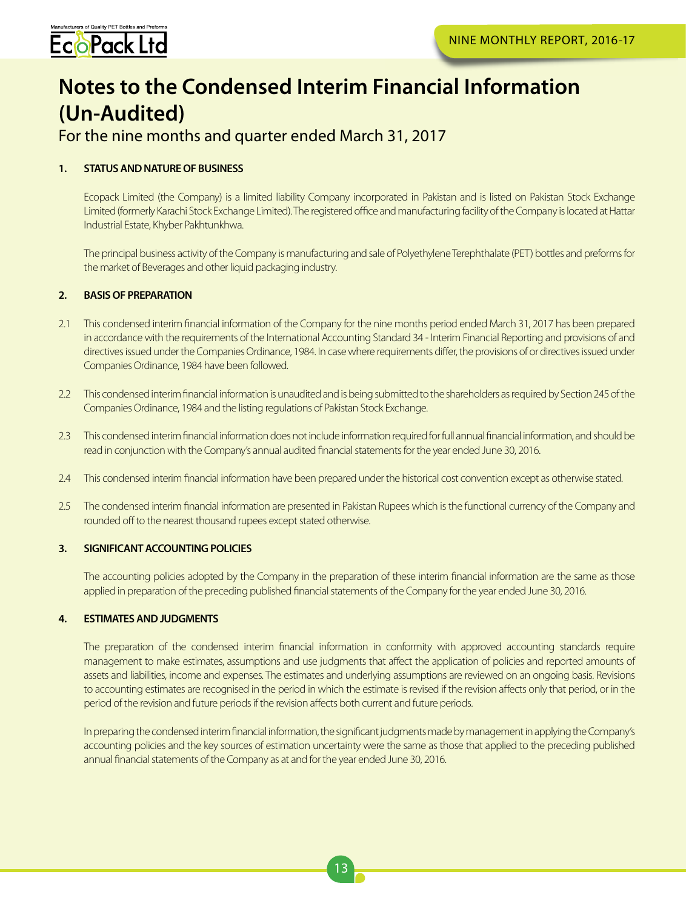# Notes to the Condensed Interim Financial Information (Un-Audited)

For the nine months and quarter ended March 31, 2017

**1. STATUS AND NATURE OF BUSINESS**

Ecopack Limited (the Company) is a limited liability Company incorporated in Pakistan and is listed on Pakistan Stock Exchange Limited (formerly Karachi Stock Exchange Limited). The registered office and manufacturing facility of the Company is located at Hattar Industrial Estate, Khyber Pakhtunkhwa.

The principal business activity of the Company is manufacturing and sale of Polyethylene Terephthalate (PET) bottles and preforms for the market of Beverages and other liquid packaging industry.

**2. BASIS OF PREPARATION**

2.1 This condensed interim financial information of the Company for the nine months period ended March 31, 2017 has been prepared in accordance with the requirements of the International Accounting Standard 34 - Interim Financial Reporting and provisions of and directives issued under the Companies Ordinance, 1984. In case where requirements differ, the provisions of or directives issued under Companies Ordinance, 1984 have been followed.

2.2 This condensed interim financial information is unaudited and is being submitted to the shareholders as required by Section 245 of the Companies Ordinance, 1984 and the listing regulations of Pakistan Stock Exchange.

2.3 This condensed interim financial information does not include information required for full annual financial information, and should be read in conjunction with the Company's annual audited financial statements for the year ended June 30, 2016.

2.4 This condensed interim financial information have been prepared under the historical cost convention except as otherwise stated.

2.5 The condensed interim financial information are presented in Pakistan Rupees which is the functional currency of the Company and rounded off to the nearest thousand rupees except stated otherwise.

**3. SIGNIFICANT ACCOUNTING POLICIES**

The accounting policies adopted by the Company in the preparation of these interim financial information are the same as those applied in preparation of the preceding published financial statements of the Company for the year ended June 30, 2016.

**4. ESTIMATES AND JUDGMENTS**

The preparation of the condensed interim financial information in conformity with approved accounting standards require management to make estimates, assumptions and use judgments that affect the application of policies and reported amounts of assets and liabilities, income and expenses. The estimates and underlying assumptions are reviewed on an ongoing basis. Revisions to accounting estimates are recognised in the period in which the estimate is revised if the revision affects only that period, or in the period of the revision and future periods if the revision affects both current and future periods.

In preparing the condensed interim financial information, the significant judgments made by management in applying the Company's accounting policies and the key sources of estimation uncertainty were the same as those that applied to the preceding published annual financial statements of the Company as at and for the year ended June 30, 2016.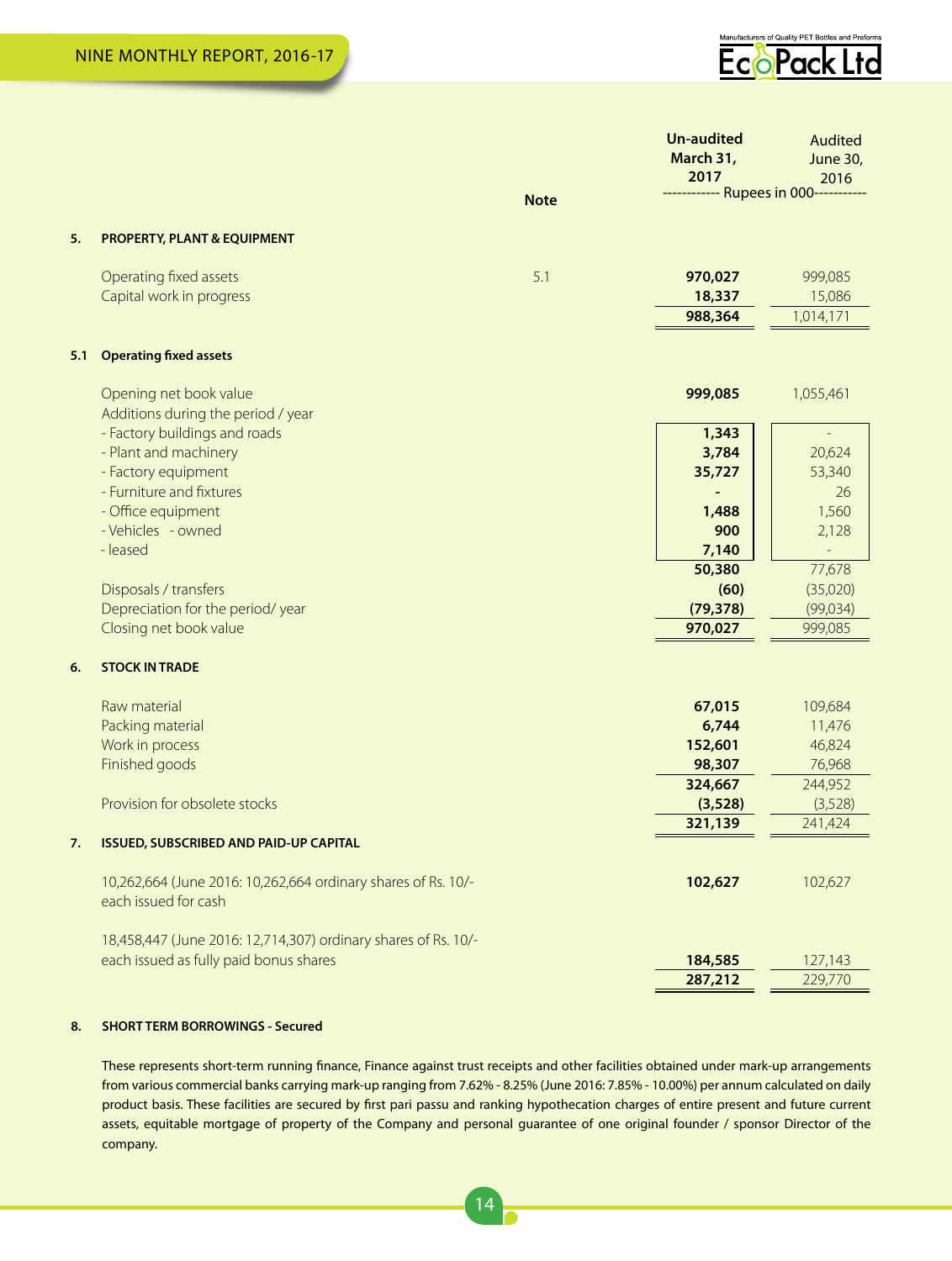| | | Note | Un-audited March 31, 2017 | Audited June 30, 2016 |
|---|---|---|---|---|
| | | | ------------ Rupees in 000----------- | |
| **5.** | **PROPERTY, PLANT & EQUIPMENT** | | | |
| | Operating fixed assets | 5.1 | **970,027** | 999,085 |
| | Capital work in progress | | **18,337** | 15,086 |
| | | | **988,364** | 1,014,171 |
| **5.1** | **Operating fixed assets** | | | |
| | Opening net book value | | **999,085** | 1,055,461 |
| | Additions during the period / year | | | |
| | - Factory buildings and roads | | **1,343** | - |
| | - Plant and machinery | | **3,784** | 20,624 |
| | - Factory equipment | | **35,727** | 53,340 |
| | - Furniture and fixtures | | **-** | 26 |
| | - Office equipment | | **1,488** | 1,560 |
| | - Vehicles - owned | | **900** | 2,128 |
| | - leased | | **7,140** | - |
| | | | **50,380** | 77,678 |
| | Disposals / transfers | | **(60)** | (35,020) |
| | Depreciation for the period/ year | | **(79,378)** | (99,034) |
| | Closing net book value | | **970,027** | 999,085 |
| **6.** | **STOCK IN TRADE** | | | |
| | Raw material | | **67,015** | 109,684 |
| | Packing material | | **6,744** | 11,476 |
| | Work in process | | **152,601** | 46,824 |
| | Finished goods | | **98,307** | 76,968 |
| | | | **324,667** | 244,952 |
| | Provision for obsolete stocks | | **(3,528)** | (3,528) |
| | | | **321,139** | 241,424 |
| **7.** | **ISSUED, SUBSCRIBED AND PAID-UP CAPITAL** | | | |
| | 10,262,664 (June 2016: 10,262,664 ordinary shares of Rs. 10/- each issued for cash | | **102,627** | 102,627 |
| | 18,458,447 (June 2016: 12,714,307) ordinary shares of Rs. 10/- each issued as fully paid bonus shares | | **184,585** | 127,143 |
| | | | **287,212** | 229,770 |

**8. SHORT TERM BORROWINGS - Secured**

These represents short-term running finance, Finance against trust receipts and other facilities obtained under mark-up arrangements from various commercial banks carrying mark-up ranging from 7.62% - 8.25% (June 2016: 7.85% - 10.00%) per annum calculated on daily product basis. These facilities are secured by first pari passu and ranking hypothecation charges of entire present and future current assets, equitable mortgage of property of the Company and personal guarantee of one original founder / sponsor Director of the company.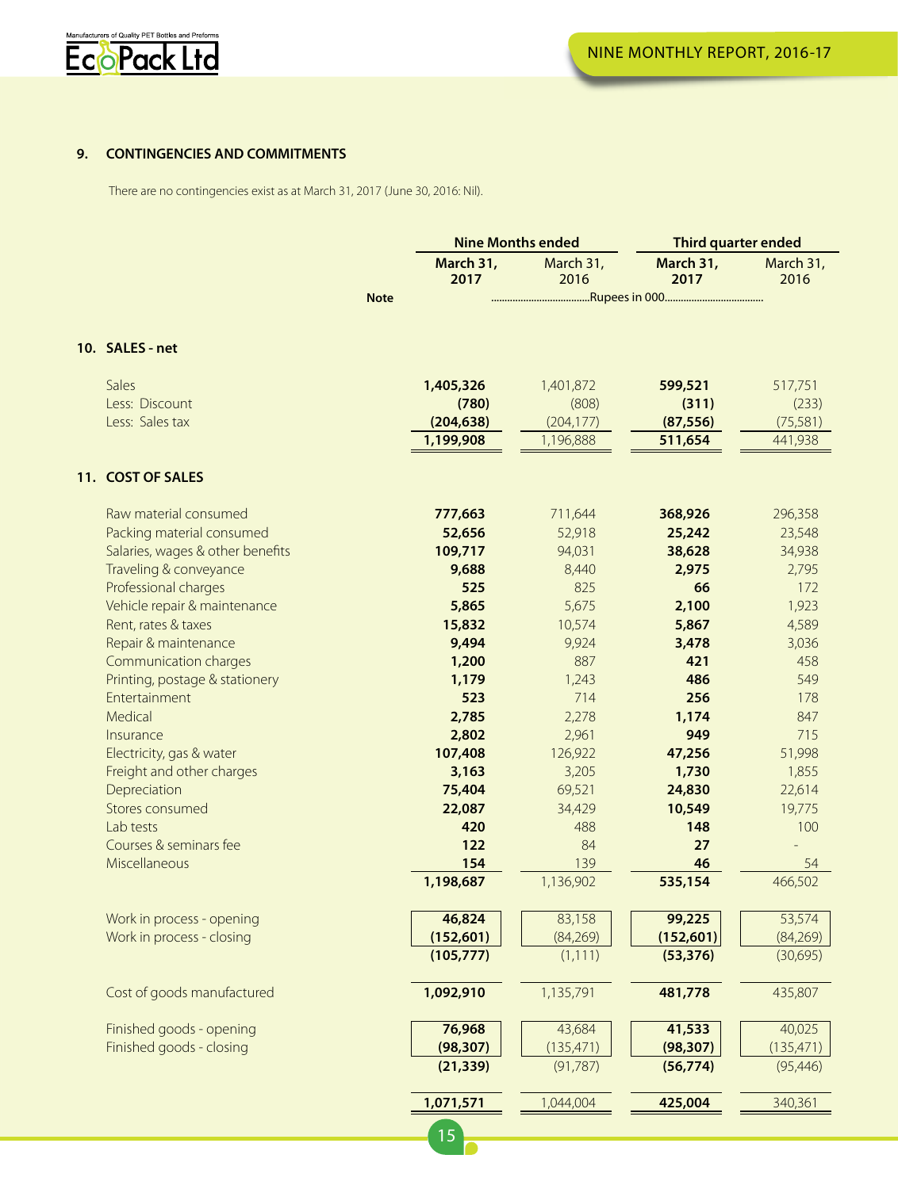## 9. CONTINGENCIES AND COMMITMENTS

There are no contingencies exist as at March 31, 2017 (June 30, 2016: Nil).

| | Note | Nine Months ended | | Third quarter ended | |
|---|---|---|---|---|---|
| | | **March 31, 2017** | March 31, 2016 | **March 31, 2017** | March 31, 2016 |
| | | ......Rupees in 000...... | | | |
| **10. SALES - net** | | | | | |
| Sales | | **1,405,326** | 1,401,872 | **599,521** | 517,751 |
| Less: Discount | | **(780)** | (808) | **(311)** | (233) |
| Less: Sales tax | | **(204,638)** | (204,177) | **(87,556)** | (75,581) |
| | | **1,199,908** | 1,196,888 | **511,654** | 441,938 |
| **11. COST OF SALES** | | | | | |
| Raw material consumed | | **777,663** | 711,644 | **368,926** | 296,358 |
| Packing material consumed | | **52,656** | 52,918 | **25,242** | 23,548 |
| Salaries, wages & other benefits | | **109,717** | 94,031 | **38,628** | 34,938 |
| Traveling & conveyance | | **9,688** | 8,440 | **2,975** | 2,795 |
| Professional charges | | **525** | 825 | **66** | 172 |
| Vehicle repair & maintenance | | **5,865** | 5,675 | **2,100** | 1,923 |
| Rent, rates & taxes | | **15,832** | 10,574 | **5,867** | 4,589 |
| Repair & maintenance | | **9,494** | 9,924 | **3,478** | 3,036 |
| Communication charges | | **1,200** | 887 | **421** | 458 |
| Printing, postage & stationery | | **1,179** | 1,243 | **486** | 549 |
| Entertainment | | **523** | 714 | **256** | 178 |
| Medical | | **2,785** | 2,278 | **1,174** | 847 |
| Insurance | | **2,802** | 2,961 | **949** | 715 |
| Electricity, gas & water | | **107,408** | 126,922 | **47,256** | 51,998 |
| Freight and other charges | | **3,163** | 3,205 | **1,730** | 1,855 |
| Depreciation | | **75,404** | 69,521 | **24,830** | 22,614 |
| Stores consumed | | **22,087** | 34,429 | **10,549** | 19,775 |
| Lab tests | | **420** | 488 | **148** | 100 |
| Courses & seminars fee | | **122** | 84 | **27** | - |
| Miscellaneous | | **154** | 139 | **46** | 54 |
| | | **1,198,687** | 1,136,902 | **535,154** | 466,502 |
| Work in process - opening | | **46,824** | 83,158 | **99,225** | 53,574 |
| Work in process - closing | | **(152,601)** | (84,269) | **(152,601)** | (84,269) |
| | | **(105,777)** | (1,111) | **(53,376)** | (30,695) |
| Cost of goods manufactured | | **1,092,910** | 1,135,791 | **481,778** | 435,807 |
| Finished goods - opening | | **76,968** | 43,684 | **41,533** | 40,025 |
| Finished goods - closing | | **(98,307)** | (135,471) | **(98,307)** | (135,471) |
| | | **(21,339)** | (91,787) | **(56,774)** | (95,446) |
| | | **1,071,571** | 1,044,004 | **425,004** | 340,361 |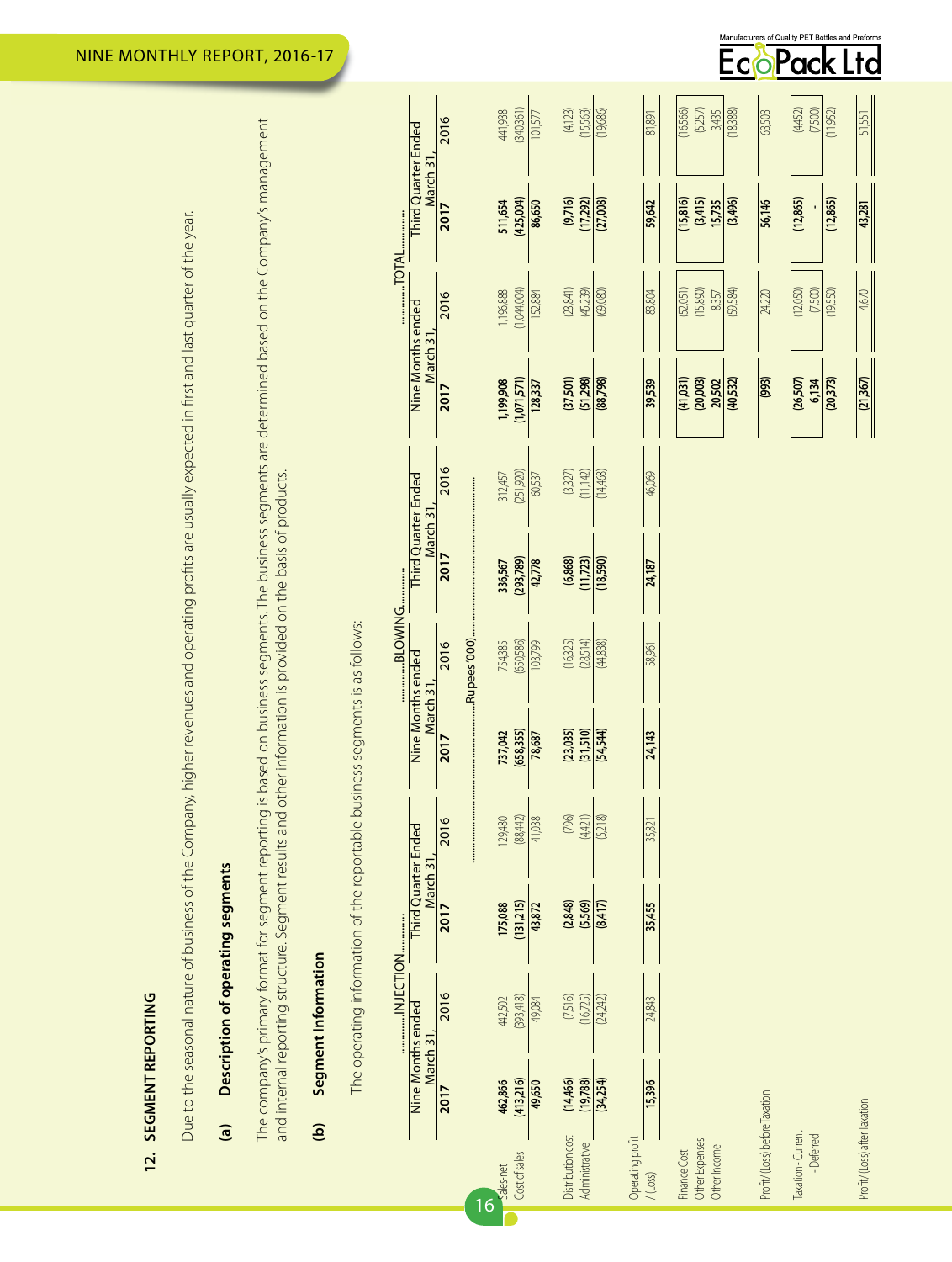## 12. SEGMENT REPORTING

Due to the seasonal nature of business of the Company, higher revenues and operating profits are usually expected in first and last quarter of the year.

### (a) Description of operating segments

The company's primary format for segment reporting is based on business segments. The business segments are determined based on the Company's management and internal reporting structure. Segment results and other information is provided on the basis of products.

### (b) Segment Information

The operating information of the reportable business segments is as follows:

| | INJECTION | | | | BLOWING | | | | TOTAL | | | |
|---|---|---|---|---|---|---|---|---|---|---|---|---|
| | Nine Months ended March 31, | | Third Quarter Ended March 31, | | Nine Months ended March 31, | | Third Quarter Ended March 31, | | Nine Months ended March 31, | | Third Quarter Ended March 31, | |
| | 2017 | 2016 | 2017 | 2016 | 2017 | 2016 | 2017 | 2016 | 2017 | 2016 | 2017 | 2016 |
| | Rupees '000 | | | | | | | | | | | |
| Sales-net | **462,866** | 442,502 | **175,088** | 129,480 | **737,042** | 754,385 | **336,567** | 312,457 | **1,199,908** | 1,196,888 | **511,654** | 441,938 |
| Cost of sales | **(413,216)** | (393,418) | **(131,215)** | (88,442) | **(658,355)** | (650,586) | **(293,789)** | (251,920) | **(1,071,571)** | (1,044,004) | **(425,004)** | (340,361) |
| | **49,650** | 49,084 | **43,872** | 41,038 | **78,687** | 103,799 | **42,778** | 60,537 | **128,337** | 152,884 | **86,650** | 101,577 |
| Distribution cost | **(14,466)** | (7,516) | **(2,848)** | (796) | **(23,035)** | (16,325) | **(6,868)** | (3,327) | **(37,501)** | (23,841) | **(9,716)** | (4,123) |
| Administrative | **(19,788)** | (16,725) | **(5,569)** | (4,421) | **(31,510)** | (28,514) | **(11,723)** | (11,142) | **(51,298)** | (45,239) | **(17,292)** | (15,563) |
| | **(34,254)** | (24,242) | **(8,417)** | (5,218) | **(54,544)** | (44,838) | **(18,590)** | (14,468) | **(88,798)** | (69,080) | **(27,008)** | (19,686) |
| Operating profit / (Loss) | **15,396** | 24,843 | **35,455** | 35,821 | **24,143** | 58,961 | **24,187** | 46,069 | **39,539** | 83,804 | **59,642** | 81,891 |
| Finance Cost | | | | | | | | | **(41,031)** | (52,051) | **(15,816)** | (16,566) |
| Other Expenses | | | | | | | | | **(20,003)** | (15,890) | **(3,415)** | (5,257) |
| Other Income | | | | | | | | | **20,502** | 8,357 | **15,735** | 3,435 |
| | | | | | | | | | **(40,532)** | (59,584) | **(3,496)** | (18,388) |
| Profit/ (Loss) before Taxation | | | | | | | | | **(993)** | 24,220 | **56,146** | 63,503 |
| Taxation - Current | | | | | | | | | **(26,507)** | (12,050) | **(12,865)** | (4,452) |
| - Deferred | | | | | | | | | **6,134** | (7,500) | **-** | (7,500) |
| | | | | | | | | | **(20,373)** | (19,550) | **(12,865)** | (11,952) |
| Profit/ (Loss) after Taxation | | | | | | | | | **(21,367)** | 4,670 | **43,281** | 51,551 |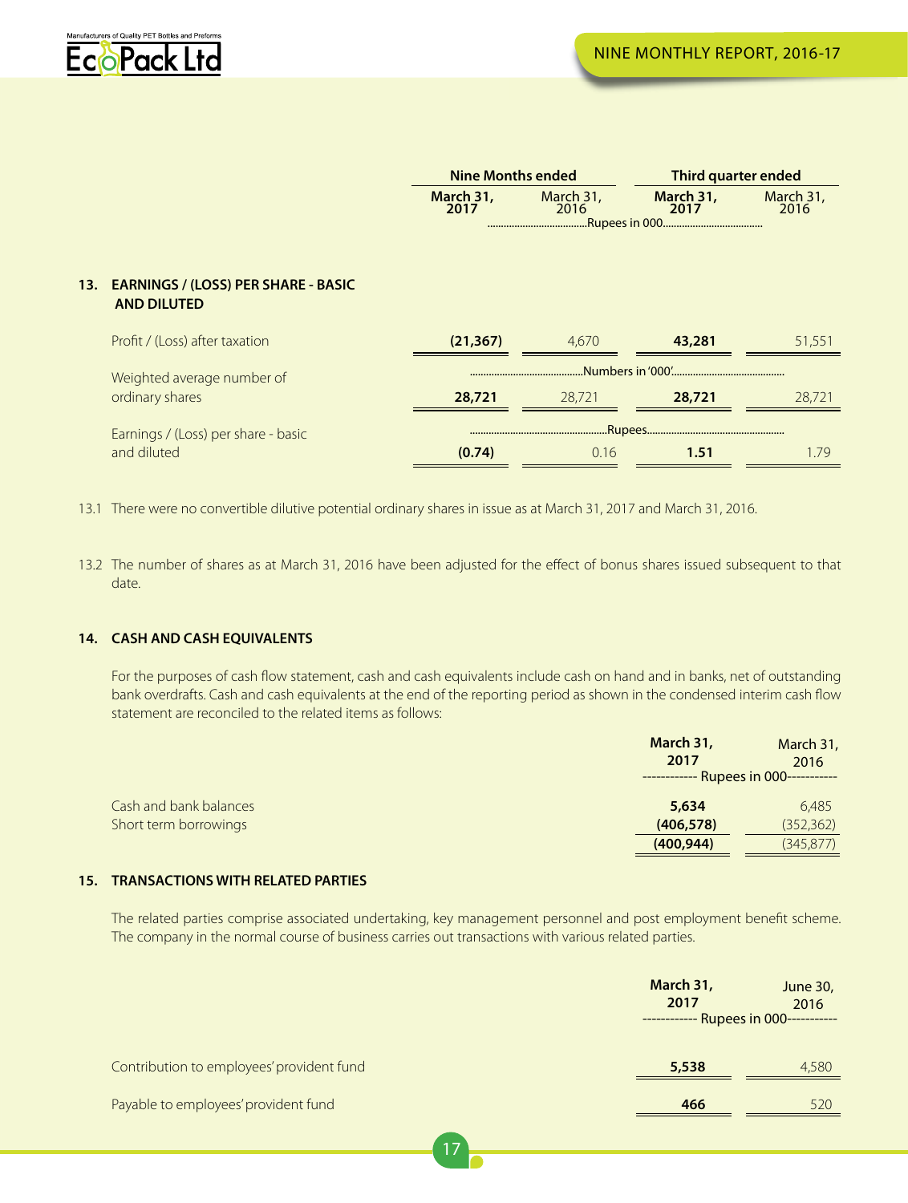| | Nine Months ended | | Third quarter ended | |
|---|---|---|---|---|
| | **March 31, 2017** | March 31, 2016 | **March 31, 2017** | March 31, 2016 |
| | ......Rupees in 000...... | | | |

## 13. EARNINGS / (LOSS) PER SHARE - BASIC AND DILUTED

| | **Nine Months ended March 31, 2017** | Nine Months ended March 31, 2016 | **Third quarter ended March 31, 2017** | Third quarter ended March 31, 2016 |
|---|---|---|---|---|
| | ......Rupees in 000...... | | | |
| Profit / (Loss) after taxation | **(21,367)** | 4,670 | **43,281** | 51,551 |
| | ......Numbers in '000'...... | | | |
| Weighted average number of ordinary shares | **28,721** | 28,721 | **28,721** | 28,721 |
| | ......Rupees...... | | | |
| Earnings / (Loss) per share - basic and diluted | **(0.74)** | 0.16 | **1.51** | 1.79 |

13.1 There were no convertible dilutive potential ordinary shares in issue as at March 31, 2017 and March 31, 2016.

13.2 The number of shares as at March 31, 2016 have been adjusted for the effect of bonus shares issued subsequent to that date.

## 14. CASH AND CASH EQUIVALENTS

For the purposes of cash flow statement, cash and cash equivalents include cash on hand and in banks, net of outstanding bank overdrafts. Cash and cash equivalents at the end of the reporting period as shown in the condensed interim cash flow statement are reconciled to the related items as follows:

| | **March 31, 2017** | March 31, 2016 |
|---|---|---|
| | ------------ Rupees in 000----------- | |
| Cash and bank balances | **5,634** | 6,485 |
| Short term borrowings | **(406,578)** | (352,362) |
| | **(400,944)** | (345,877) |

## 15. TRANSACTIONS WITH RELATED PARTIES

The related parties comprise associated undertaking, key management personnel and post employment benefit scheme. The company in the normal course of business carries out transactions with various related parties.

| | **March 31, 2017** | June 30, 2016 |
|---|---|---|
| | ------------ Rupees in 000----------- | |
| Contribution to employees' provident fund | **5,538** | 4,580 |
| Payable to employees' provident fund | **466** | 520 |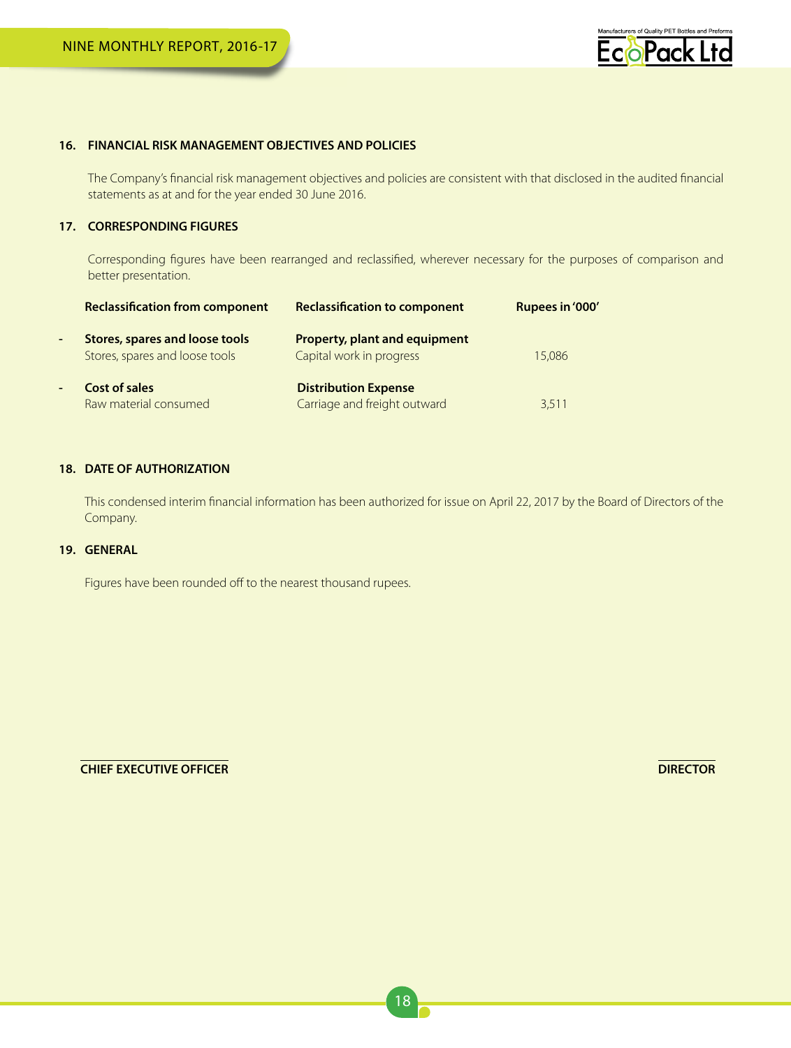## 16. FINANCIAL RISK MANAGEMENT OBJECTIVES AND POLICIES

The Company's financial risk management objectives and policies are consistent with that disclosed in the audited financial statements as at and for the year ended 30 June 2016.

## 17. CORRESPONDING FIGURES

Corresponding figures have been rearranged and reclassified, wherever necessary for the purposes of comparison and better presentation.

| | Reclassification from component | Reclassification to component | Rupees in '000' |
|---|---|---|---|
| - | **Stores, spares and loose tools** | **Property, plant and equipment** | |
| | Stores, spares and loose tools | Capital work in progress | 15,086 |
| - | **Cost of sales** | **Distribution Expense** | |
| | Raw material consumed | Carriage and freight outward | 3,511 |

## 18. DATE OF AUTHORIZATION

This condensed interim financial information has been authorized for issue on April 22, 2017 by the Board of Directors of the Company.

## 19. GENERAL

Figures have been rounded off to the nearest thousand rupees.

**CHIEF EXECUTIVE OFFICER** **DIRECTOR**